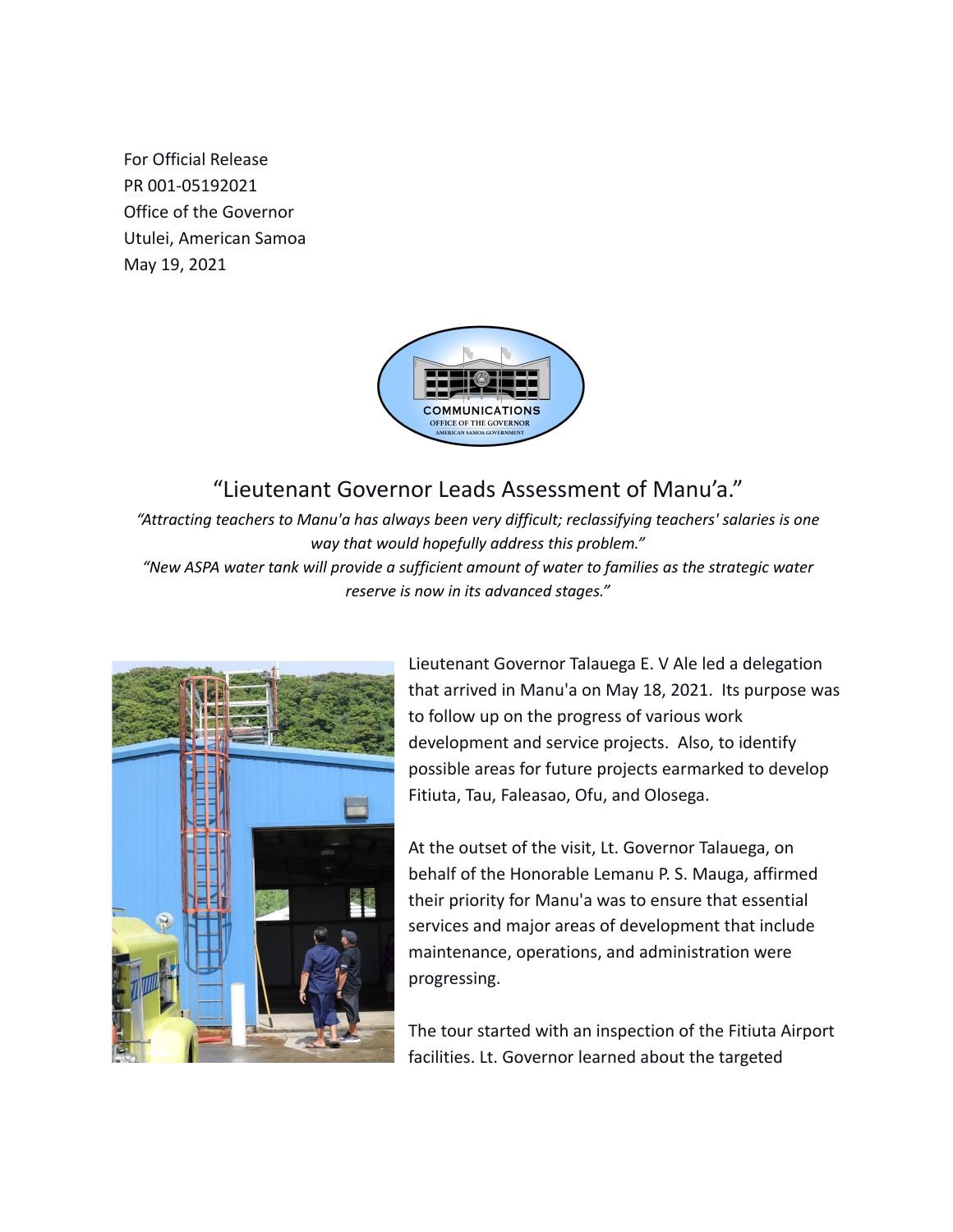For Official Release
PR 001-05192021
Office of the Governor
Utulei, American Samoa
May 19, 2021

# "Lieutenant Governor Leads Assessment of Manu'a."

*"Attracting teachers to Manu'a has always been very difficult; reclassifying teachers' salaries is one way that would hopefully address this problem."*

*"New ASPA water tank will provide a sufficient amount of water to families as the strategic water reserve is now in its advanced stages."*

Lieutenant Governor Talauega E. V Ale led a delegation that arrived in Manu'a on May 18, 2021. Its purpose was to follow up on the progress of various work development and service projects. Also, to identify possible areas for future projects earmarked to develop Fitiuta, Tau, Faleasao, Ofu, and Olosega.

At the outset of the visit, Lt. Governor Talauega, on behalf of the Honorable Lemanu P. S. Mauga, affirmed their priority for Manu'a was to ensure that essential services and major areas of development that include maintenance, operations, and administration were progressing.

The tour started with an inspection of the Fitiuta Airport facilities. Lt. Governor learned about the targeted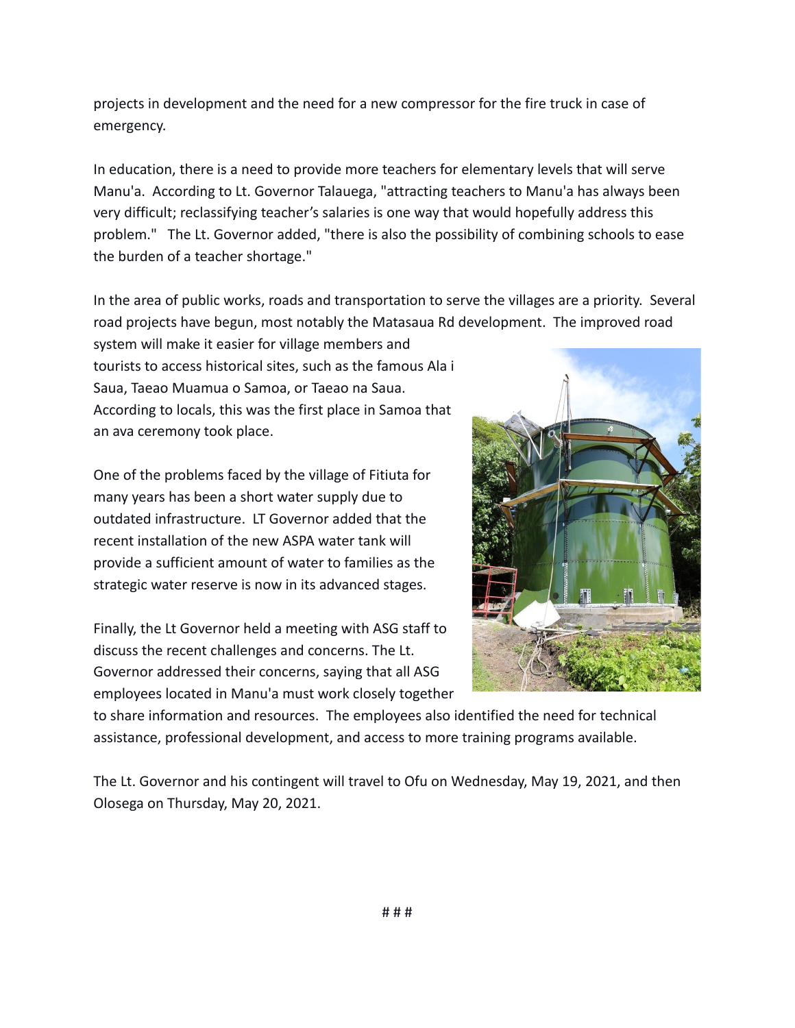projects in development and the need for a new compressor for the fire truck in case of emergency.

In education, there is a need to provide more teachers for elementary levels that will serve Manu'a. According to Lt. Governor Talauega, "attracting teachers to Manu'a has always been very difficult; reclassifying teacher's salaries is one way that would hopefully address this problem." The Lt. Governor added, "there is also the possibility of combining schools to ease the burden of a teacher shortage."

In the area of public works, roads and transportation to serve the villages are a priority. Several road projects have begun, most notably the Matasaua Rd development. The improved road system will make it easier for village members and tourists to access historical sites, such as the famous Ala i Saua, Taeao Muamua o Samoa, or Taeao na Saua. According to locals, this was the first place in Samoa that an ava ceremony took place.

One of the problems faced by the village of Fitiuta for many years has been a short water supply due to outdated infrastructure. LT Governor added that the recent installation of the new ASPA water tank will provide a sufficient amount of water to families as the strategic water reserve is now in its advanced stages.

Finally, the Lt Governor held a meeting with ASG staff to discuss the recent challenges and concerns. The Lt. Governor addressed their concerns, saying that all ASG employees located in Manu'a must work closely together to share information and resources. The employees also identified the need for technical assistance, professional development, and access to more training programs available.

The Lt. Governor and his contingent will travel to Ofu on Wednesday, May 19, 2021, and then Olosega on Thursday, May 20, 2021.

# # #